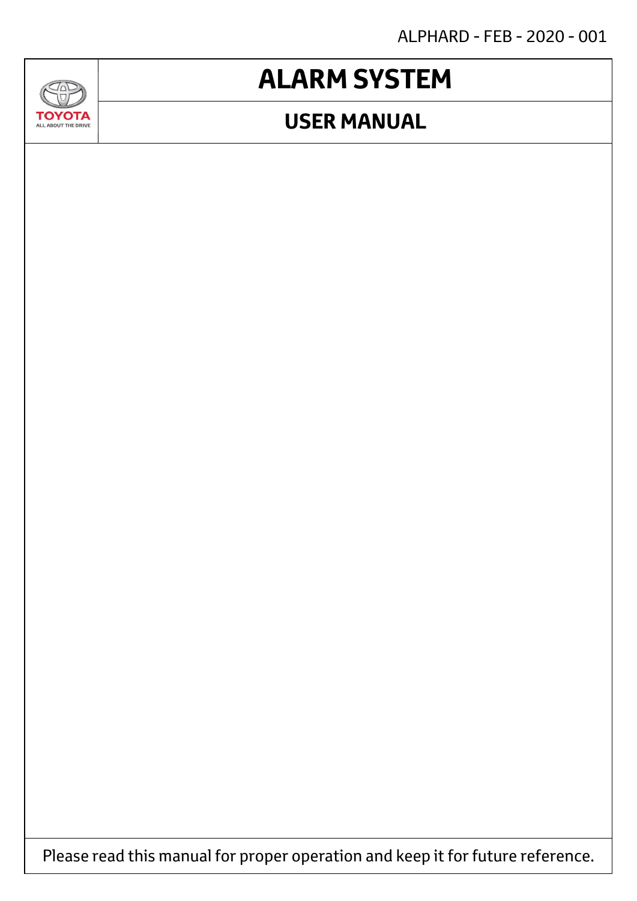ALPHARD - FEB - 2020 - 001

TOYOTA
ALL ABOUT THE DRIVE

# ALARM SYSTEM

## USER MANUAL

Please read this manual for proper operation and keep it for future reference.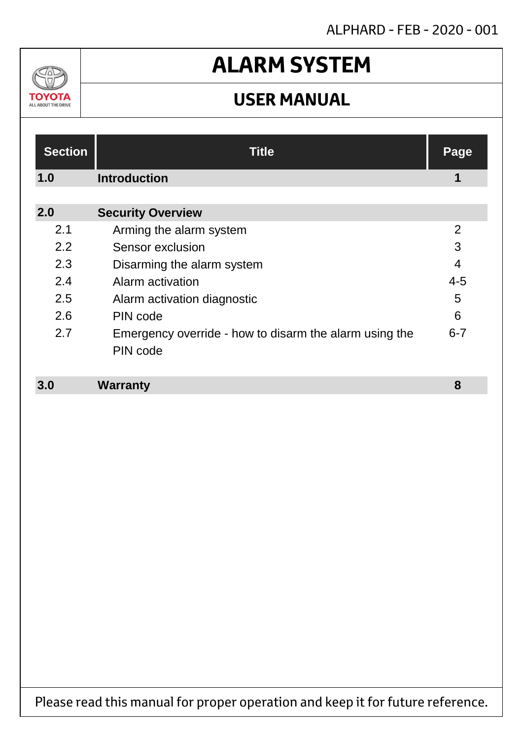# ALARM SYSTEM

## USER MANUAL

| Section | Title | Page |
|---|---|---|
| **1.0** | **Introduction** | **1** |
| **2.0** | **Security Overview** | |
| 2.1 | Arming the alarm system | 2 |
| 2.2 | Sensor exclusion | 3 |
| 2.3 | Disarming the alarm system | 4 |
| 2.4 | Alarm activation | 4-5 |
| 2.5 | Alarm activation diagnostic | 5 |
| 2.6 | PIN code | 6 |
| 2.7 | Emergency override - how to disarm the alarm using the PIN code | 6-7 |
| **3.0** | **Warranty** | **8** |

Please read this manual for proper operation and keep it for future reference.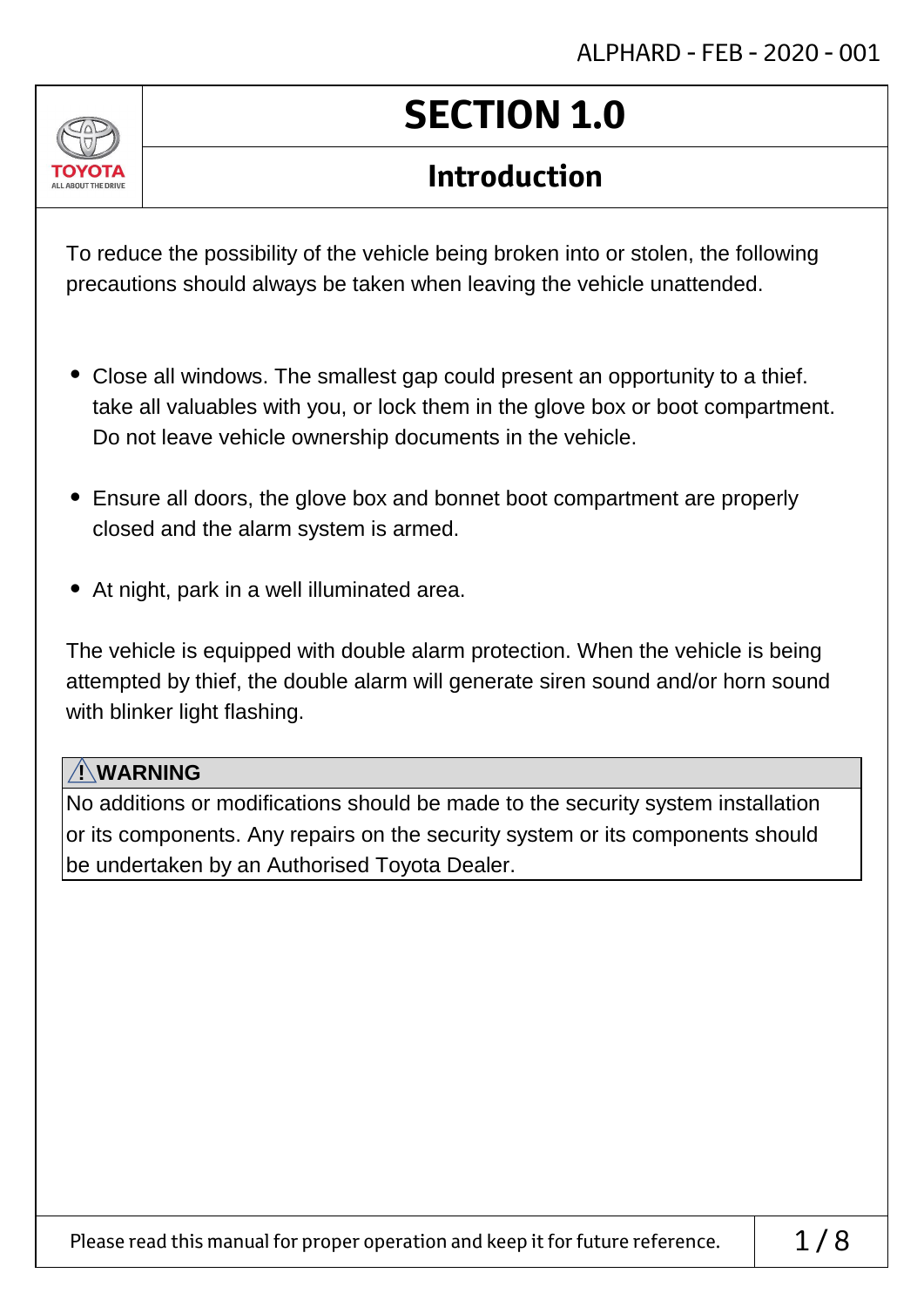# SECTION 1.0

## Introduction

To reduce the possibility of the vehicle being broken into or stolen, the following precautions should always be taken when leaving the vehicle unattended.

- Close all windows. The smallest gap could present an opportunity to a thief. take all valuables with you, or lock them in the glove box or boot compartment. Do not leave vehicle ownership documents in the vehicle.
- Ensure all doors, the glove box and bonnet boot compartment are properly closed and the alarm system is armed.
- At night, park in a well illuminated area.

The vehicle is equipped with double alarm protection. When the vehicle is being attempted by thief, the double alarm will generate siren sound and/or horn sound with blinker light flashing.

**⚠ WARNING**

No additions or modifications should be made to the security system installation or its components. Any repairs on the security system or its components should be undertaken by an Authorised Toyota Dealer.

Please read this manual for proper operation and keep it for future reference.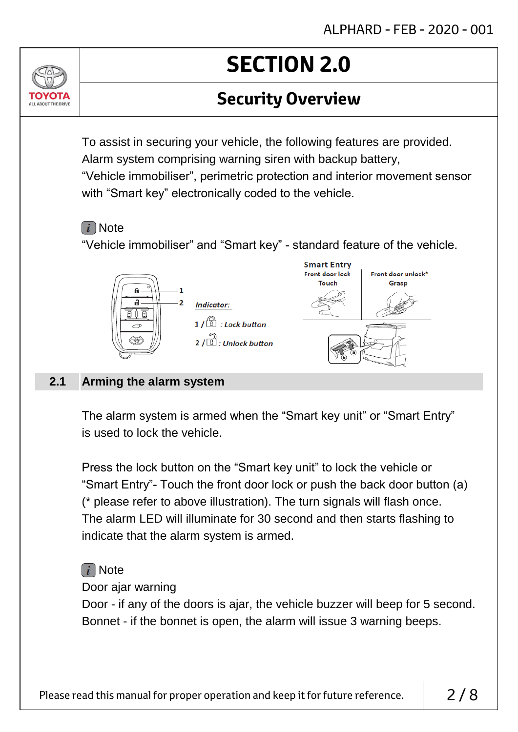# SECTION 2.0

## Security Overview

To assist in securing your vehicle, the following features are provided. Alarm system comprising warning siren with backup battery, "Vehicle immobiliser", perimetric protection and interior movement sensor with "Smart key" electronically coded to the vehicle.

**Note**

"Vehicle immobiliser" and "Smart key" - standard feature of the vehicle.

*Indicator:*

1 / : *Lock button*

2 / : *Unlock button*

Smart Entry

| Front door lock | Front door unlock* |
| --- | --- |
| Touch | Grasp |

## 2.1 Arming the alarm system

The alarm system is armed when the "Smart key unit" or "Smart Entry" is used to lock the vehicle.

Press the lock button on the "Smart key unit" to lock the vehicle or "Smart Entry"- Touch the front door lock or push the back door button (a) (* please refer to above illustration). The turn signals will flash once. The alarm LED will illuminate for 30 second and then starts flashing to indicate that the alarm system is armed.

**Note**

Door ajar warning

Door - if any of the doors is ajar, the vehicle buzzer will beep for 5 second.

Bonnet - if the bonnet is open, the alarm will issue 3 warning beeps.

Please read this manual for proper operation and keep it for future reference.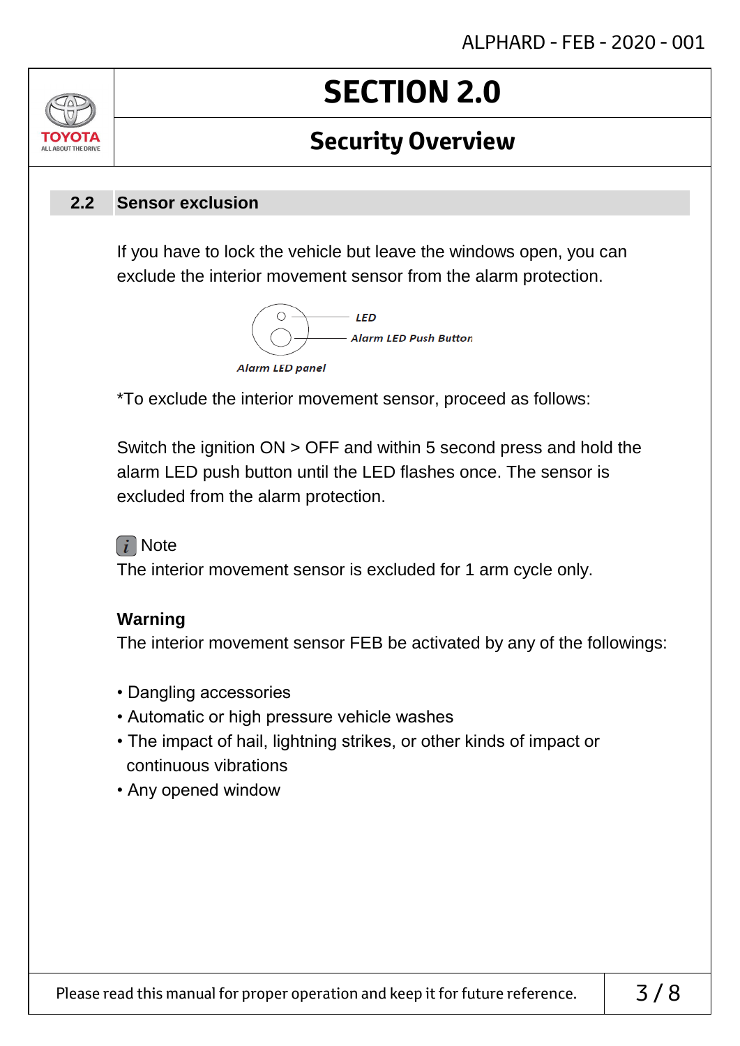# SECTION 2.0

## Security Overview

### 2.2 Sensor exclusion

If you have to lock the vehicle but leave the windows open, you can exclude the interior movement sensor from the alarm protection.

LED

Alarm LED Push Button

Alarm LED panel

*To exclude the interior movement sensor, proceed as follows:

Switch the ignition ON > OFF and within 5 second press and hold the alarm LED push button until the LED flashes once. The sensor is excluded from the alarm protection.

Note
The interior movement sensor is excluded for 1 arm cycle only.

**Warning**
The interior movement sensor FEB be activated by any of the followings:

- Dangling accessories
- Automatic or high pressure vehicle washes
- The impact of hail, lightning strikes, or other kinds of impact or continuous vibrations
- Any opened window

Please read this manual for proper operation and keep it for future reference.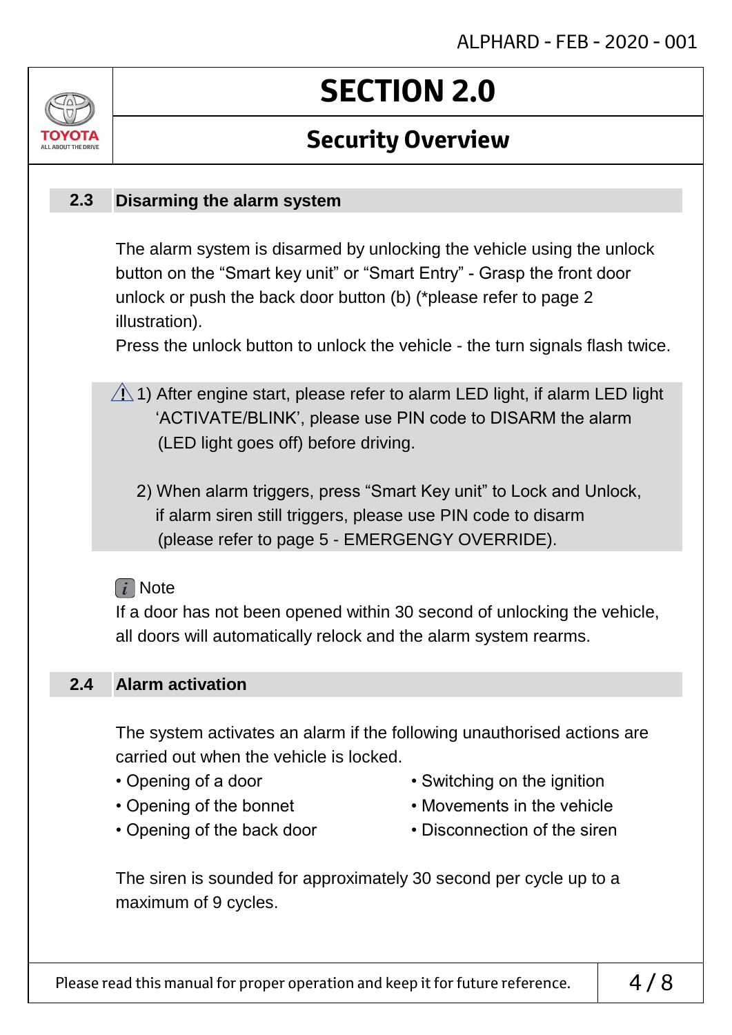# SECTION 2.0

## Security Overview

### 2.3 Disarming the alarm system

The alarm system is disarmed by unlocking the vehicle using the unlock button on the “Smart key unit” or “Smart Entry” - Grasp the front door unlock or push the back door button (b) (*please refer to page 2 illustration).
Press the unlock button to unlock the vehicle - the turn signals flash twice.

⚠ 1) After engine start, please refer to alarm LED light, if alarm LED light ‘ACTIVATE/BLINK’, please use PIN code to DISARM the alarm (LED light goes off) before driving.

2) When alarm triggers, press “Smart Key unit” to Lock and Unlock, if alarm siren still triggers, please use PIN code to disarm (please refer to page 5 - EMERGENGY OVERRIDE).

ℹ Note
If a door has not been opened within 30 second of unlocking the vehicle, all doors will automatically relock and the alarm system rearms.

### 2.4 Alarm activation

The system activates an alarm if the following unauthorised actions are carried out when the vehicle is locked.

- Opening of a door
- Opening of the bonnet
- Opening of the back door
- Switching on the ignition
- Movements in the vehicle
- Disconnection of the siren

The siren is sounded for approximately 30 second per cycle up to a maximum of 9 cycles.

Please read this manual for proper operation and keep it for future reference.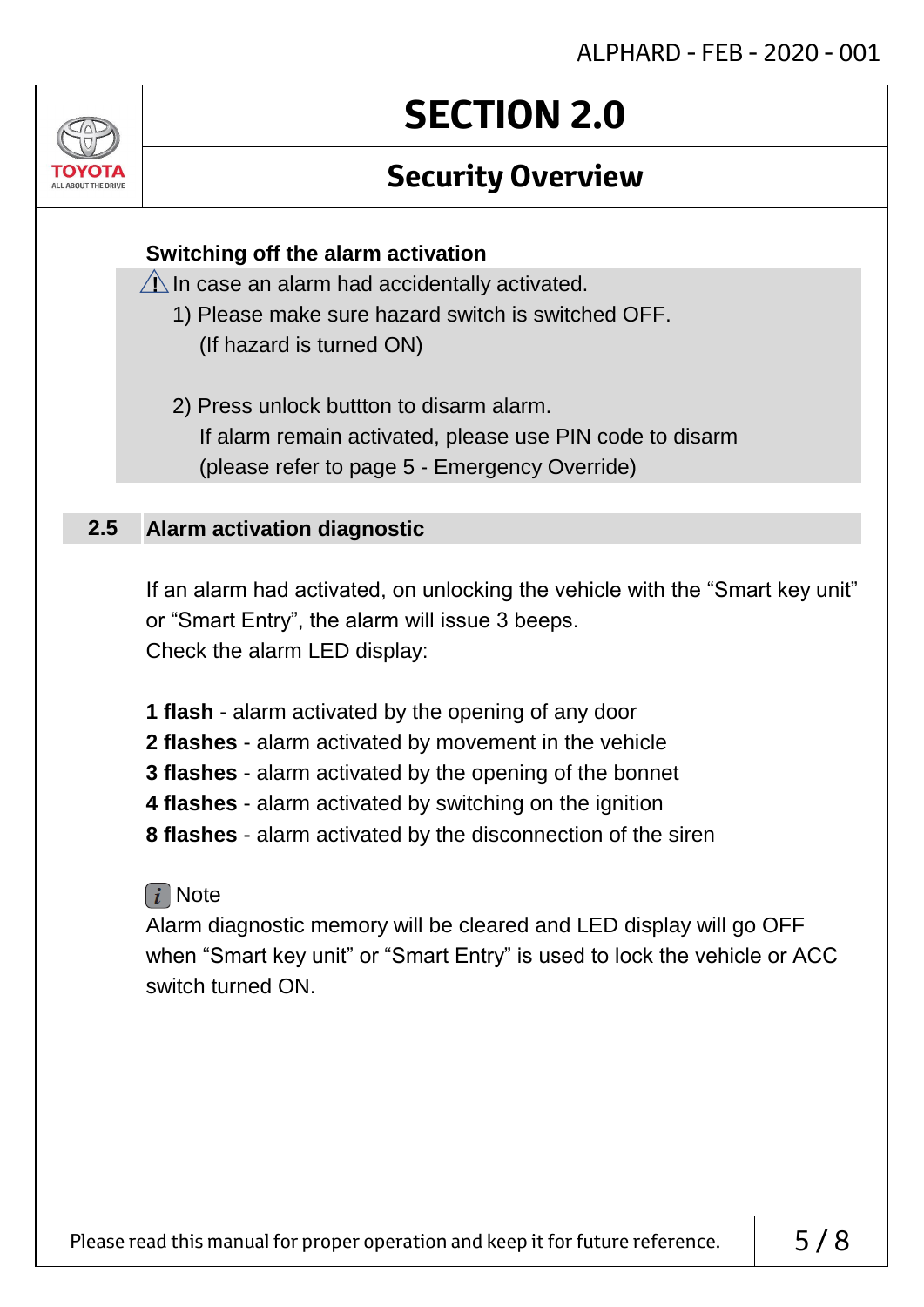# SECTION 2.0

## Security Overview

**Switching off the alarm activation**

⚠ In case an alarm had accidentally activated.

1) Please make sure hazard switch is switched OFF.
   (If hazard is turned ON)

2) Press unlock buttton to disarm alarm.
   If alarm remain activated, please use PIN code to disarm
   (please refer to page 5 - Emergency Override)

### 2.5 Alarm activation diagnostic

If an alarm had activated, on unlocking the vehicle with the “Smart key unit” or “Smart Entry”, the alarm will issue 3 beeps.
Check the alarm LED display:

**1 flash** - alarm activated by the opening of any door
**2 flashes** - alarm activated by movement in the vehicle
**3 flashes** - alarm activated by the opening of the bonnet
**4 flashes** - alarm activated by switching on the ignition
**8 flashes** - alarm activated by the disconnection of the siren

*i* Note
Alarm diagnostic memory will be cleared and LED display will go OFF when “Smart key unit” or “Smart Entry” is used to lock the vehicle or ACC switch turned ON.

Please read this manual for proper operation and keep it for future reference.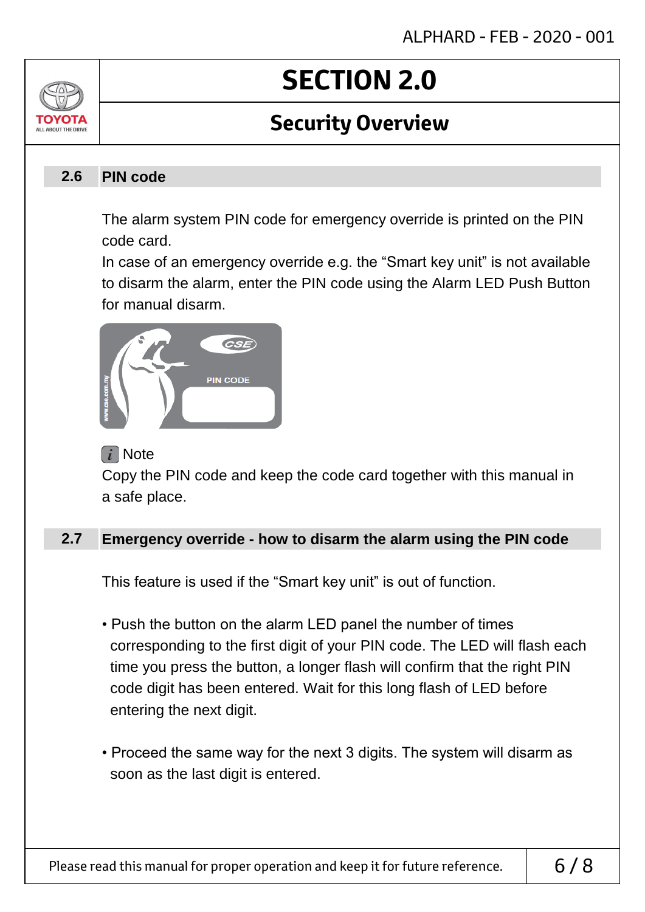# SECTION 2.0

## Security Overview

### 2.6 PIN code

The alarm system PIN code for emergency override is printed on the PIN code card.

In case of an emergency override e.g. the "Smart key unit" is not available to disarm the alarm, enter the PIN code using the Alarm LED Push Button for manual disarm.

*i* Note

Copy the PIN code and keep the code card together with this manual in a safe place.

### 2.7 Emergency override - how to disarm the alarm using the PIN code

This feature is used if the "Smart key unit" is out of function.

- Push the button on the alarm LED panel the number of times corresponding to the first digit of your PIN code. The LED will flash each time you press the button, a longer flash will confirm that the right PIN code digit has been entered. Wait for this long flash of LED before entering the next digit.

- Proceed the same way for the next 3 digits. The system will disarm as soon as the last digit is entered.

Please read this manual for proper operation and keep it for future reference.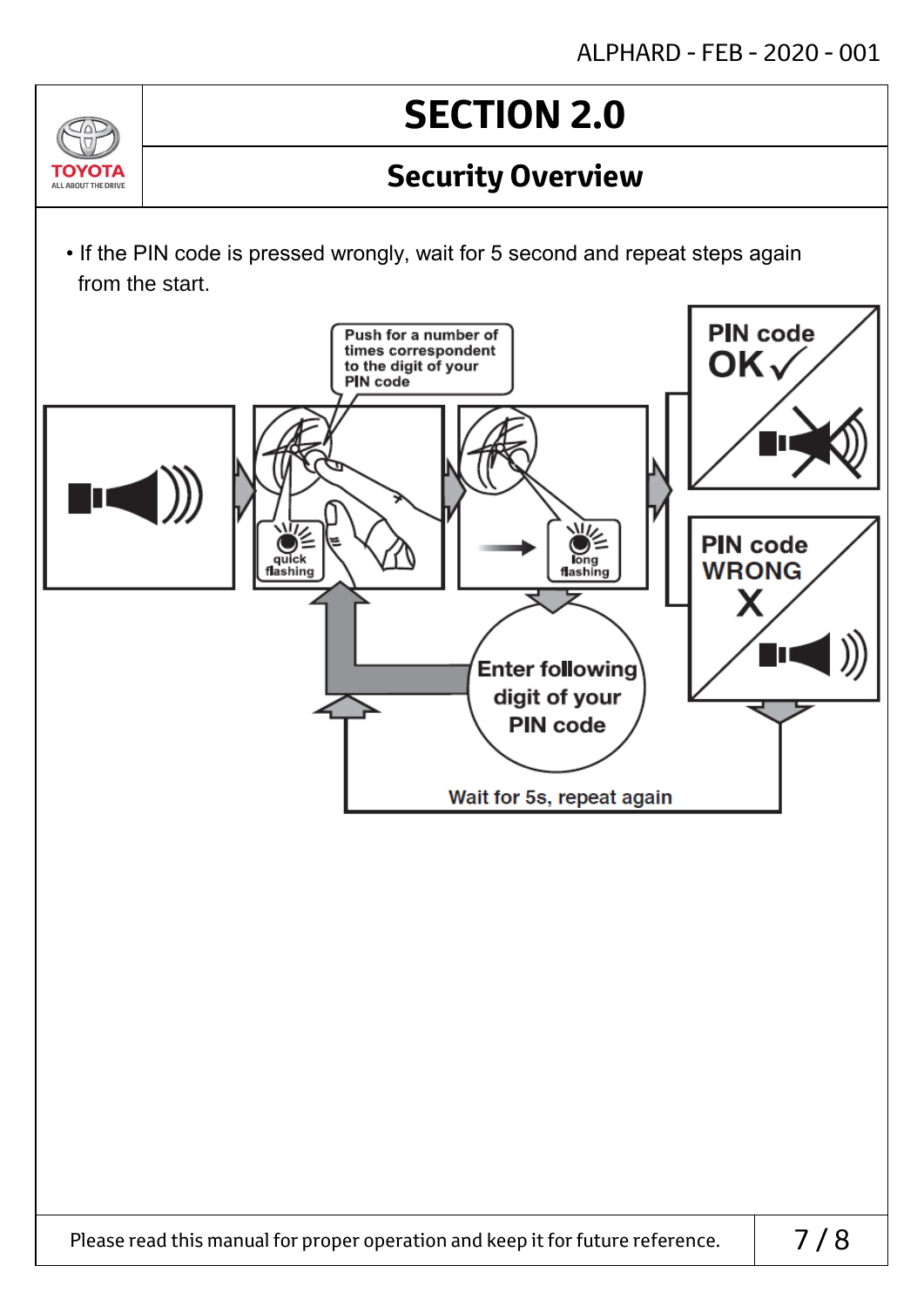# SECTION 2.0

## Security Overview

- If the PIN code is pressed wrongly, wait for 5 second and repeat steps again from the start.

Push for a number of times correspondent to the digit of your PIN code

quick flashing

long flashing

Enter following digit of your PIN code

PIN code OK ✓

PIN code WRONG X

Wait for 5s, repeat again

Please read this manual for proper operation and keep it for future reference.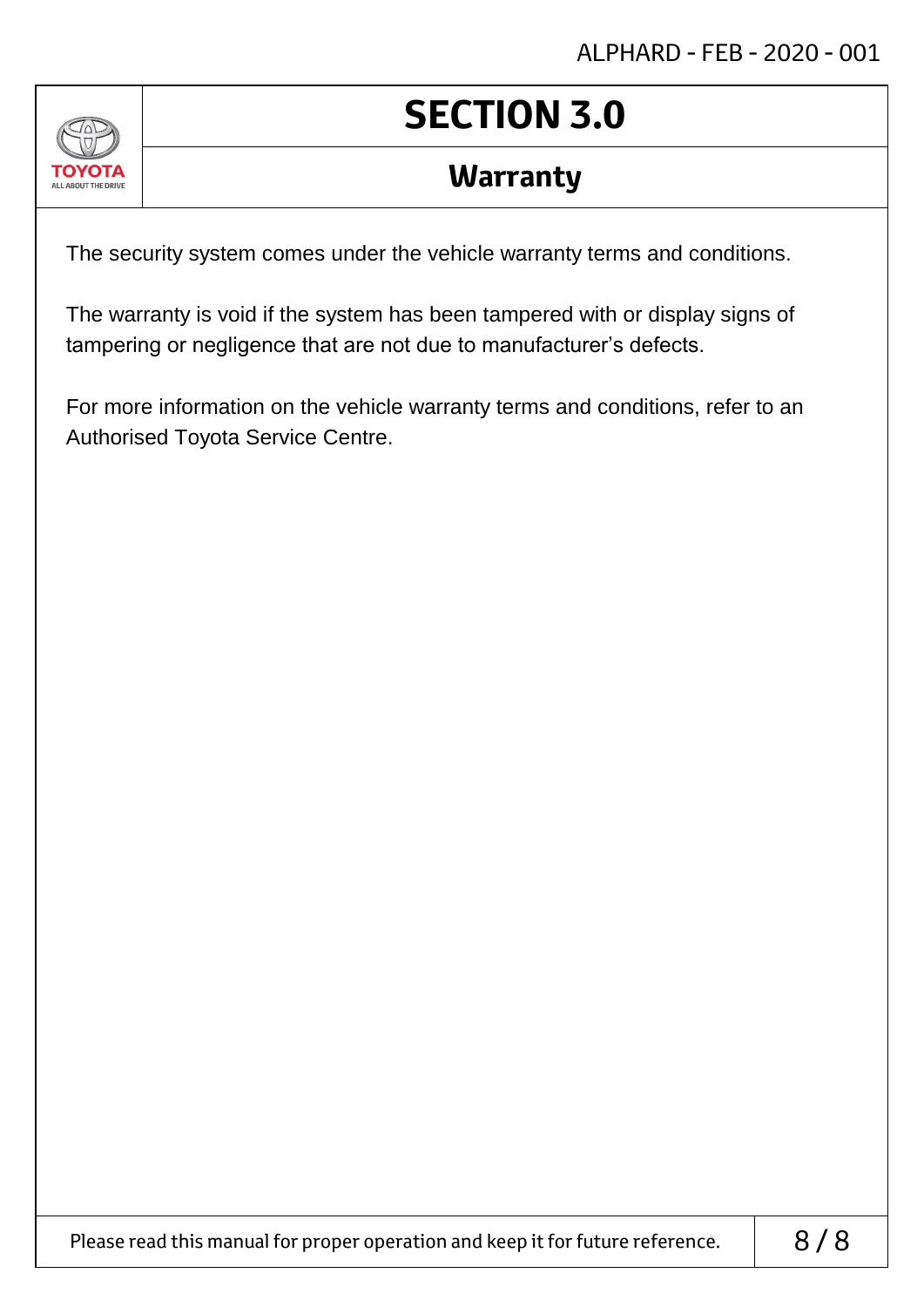# SECTION 3.0

## Warranty

The security system comes under the vehicle warranty terms and conditions.

The warranty is void if the system has been tampered with or display signs of tampering or negligence that are not due to manufacturer's defects.

For more information on the vehicle warranty terms and conditions, refer to an Authorised Toyota Service Centre.